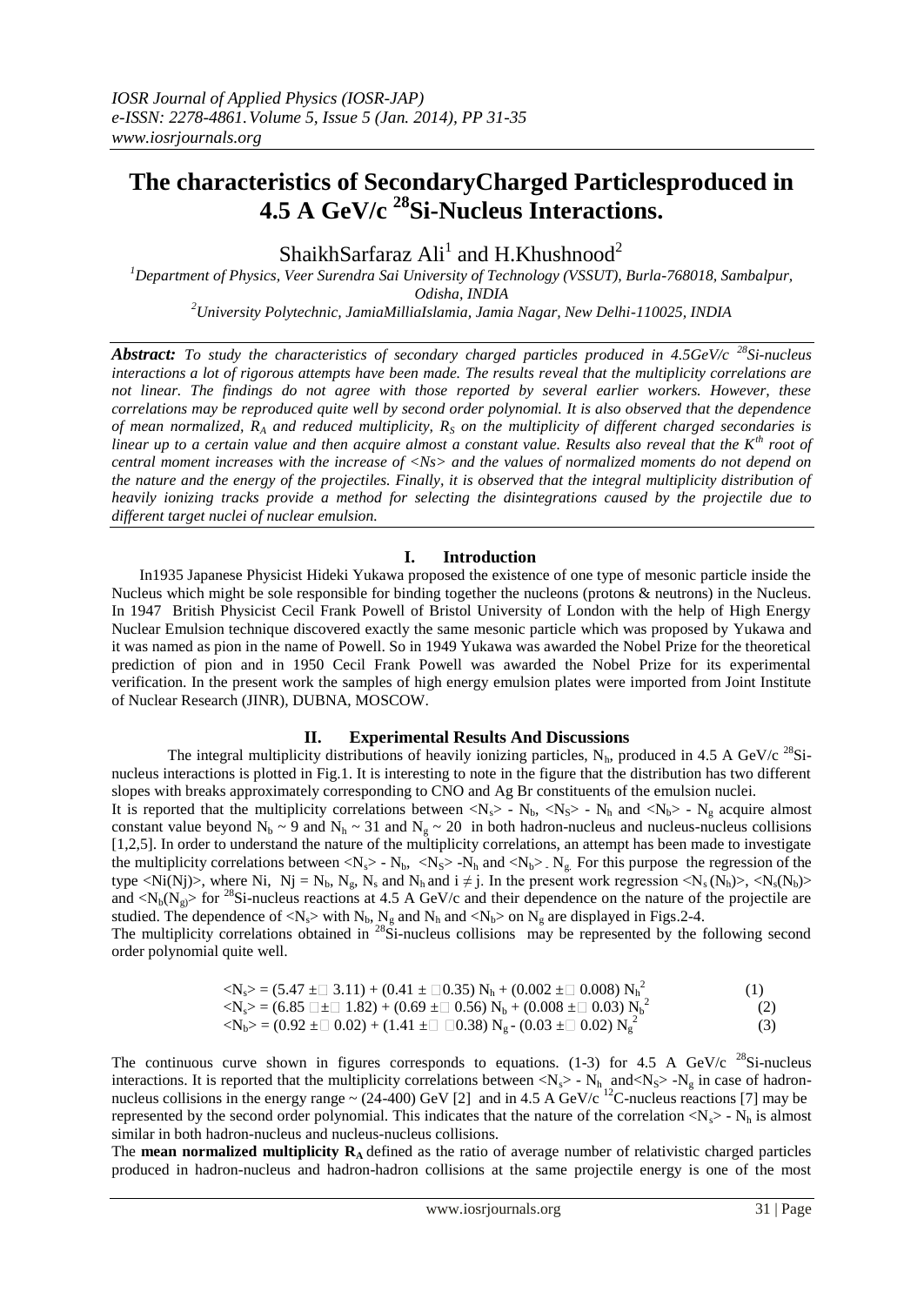# The characteristics of SecondaryCharged Particlesproduced in 4.5 A GeV/c $^{28}$Si-Nucleus Interactions.

ShaikhSarfaraz Ali[1] and H.Khushnood[2]

[1]Department of Physics, Veer Surendra Sai University of Technology (VSSUT), Burla-768018, Sambalpur, Odisha, INDIA

[2]University Polytechnic, JamiaMilliaIslamia, Jamia Nagar, New Delhi-110025, INDIA

***Abstract:*** *To study the characteristics of secondary charged particles produced in 4.5GeV/c $^{28}$Si-nucleus interactions a lot of rigorous attempts have been made. The results reveal that the multiplicity correlations are not linear. The findings do not agree with those reported by several earlier workers. However, these correlations may be reproduced quite well by second order polynomial. It is also observed that the dependence of mean normalized, $R_A$ and reduced multiplicity, $R_S$ on the multiplicity of different charged secondaries is linear up to a certain value and then acquire almost a constant value. Results also reveal that the $K^{th}$ root of central moment increases with the increase of $<Ns>$ and the values of normalized moments do not depend on the nature and the energy of the projectiles. Finally, it is observed that the integral multiplicity distribution of heavily ionizing tracks provide a method for selecting the disintegrations caused by the projectile due to different target nuclei of nuclear emulsion.*

## I. Introduction

In1935 Japanese Physicist Hideki Yukawa proposed the existence of one type of mesonic particle inside the Nucleus which might be sole responsible for binding together the nucleons (protons & neutrons) in the Nucleus. In 1947 British Physicist Cecil Frank Powell of Bristol University of London with the help of High Energy Nuclear Emulsion technique discovered exactly the same mesonic particle which was proposed by Yukawa and it was named as pion in the name of Powell. So in 1949 Yukawa was awarded the Nobel Prize for the theoretical prediction of pion and in 1950 Cecil Frank Powell was awarded the Nobel Prize for its experimental verification. In the present work the samples of high energy emulsion plates were imported from Joint Institute of Nuclear Research (JINR), DUBNA, MOSCOW.

## II. Experimental Results And Discussions

The integral multiplicity distributions of heavily ionizing particles, $N_h$, produced in 4.5 A GeV/c $^{28}$Si-nucleus interactions is plotted in Fig.1. It is interesting to note in the figure that the distribution has two different slopes with breaks approximately corresponding to CNO and Ag Br constituents of the emulsion nuclei.

It is reported that the multiplicity correlations between $<N_s>$ - $N_b$, $<N_S>$ - $N_h$ and $<N_b>$ - $N_g$ acquire almost constant value beyond $N_b \sim 9$ and $N_h \sim 31$ and $N_g \sim 20$ in both hadron-nucleus and nucleus-nucleus collisions [1,2,5]. In order to understand the nature of the multiplicity correlations, an attempt has been made to investigate the multiplicity correlations between $<N_s>$ - $N_b$, $<N_S>$ -$N_h$ and $<N_b>$ - $N_g$. For this purpose the regression of the type $<Ni(Nj)>$, where Ni, Nj = $N_b$, $N_g$, $N_s$ and $N_h$ and $i \neq j$. In the present work regression $<N_s(N_h)>$, $<N_s(N_b)>$ and $<N_b(N_g)>$ for $^{28}$Si-nucleus reactions at 4.5 A GeV/c and their dependence on the nature of the projectile are studied. The dependence of $<N_s>$ with $N_b$, $N_g$ and $N_h$ and $<N_b>$ on $N_g$ are displayed in Figs.2-4.

The multiplicity correlations obtained in $^{28}$Si-nucleus collisions may be represented by the following second order polynomial quite well.

$$<N_s> = (5.47 \pm 3.11) + (0.41 \pm 0.35)\, N_h + (0.002 \pm 0.008)\, N_h^2 \quad (1)$$

$$<N_s> = (6.85 \pm 1.82) + (0.69 \pm 0.56)\, N_b + (0.008 \pm 0.03)\, N_b^2 \quad (2)$$

$$<N_b> = (0.92 \pm 0.02) + (1.41 \pm 0.38)\, N_g - (0.03 \pm 0.02)\, N_g^2 \quad (3)$$

The continuous curve shown in figures corresponds to equations. (1-3) for 4.5 A GeV/c $^{28}$Si-nucleus interactions. It is reported that the multiplicity correlations between $<N_s>$ - $N_h$ and $<N_S>$ -$N_g$ in case of hadron-nucleus collisions in the energy range ~ (24-400) GeV [2] and in 4.5 A GeV/c $^{12}$C-nucleus reactions [7] may be represented by the second order polynomial. This indicates that the nature of the correlation $<N_s>$ - $N_h$ is almost similar in both hadron-nucleus and nucleus-nucleus collisions.

The **mean normalized multiplicity $R_A$** defined as the ratio of average number of relativistic charged particles produced in hadron-nucleus and hadron-hadron collisions at the same projectile energy is one of the most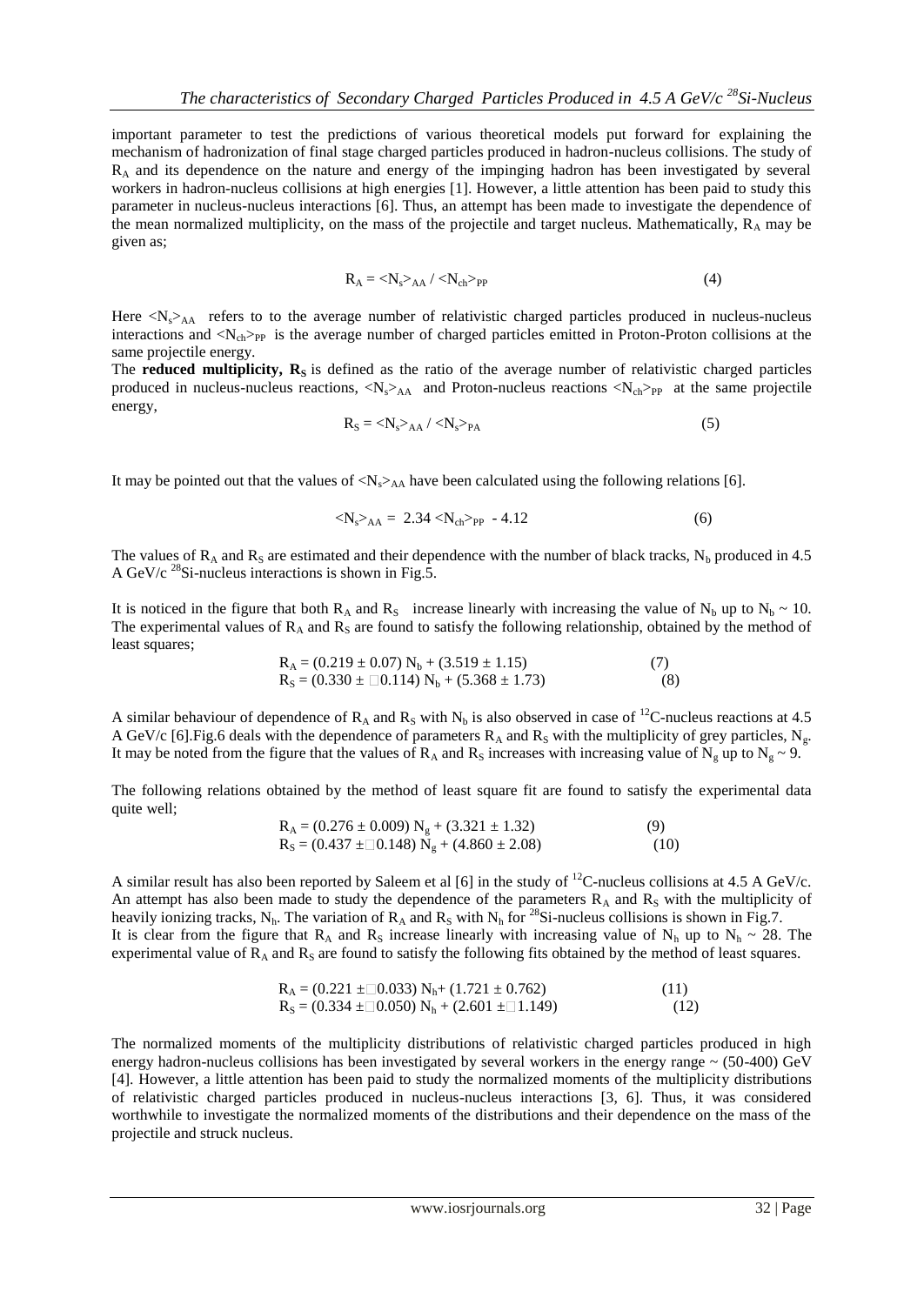important parameter to test the predictions of various theoretical models put forward for explaining the mechanism of hadronization of final stage charged particles produced in hadron-nucleus collisions. The study of $R_A$ and its dependence on the nature and energy of the impinging hadron has been investigated by several workers in hadron-nucleus collisions at high energies [1]. However, a little attention has been paid to study this parameter in nucleus-nucleus interactions [6]. Thus, an attempt has been made to investigate the dependence of the mean normalized multiplicity, on the mass of the projectile and target nucleus. Mathematically, $R_A$ may be given as;

$$R_A = \langle N_s \rangle_{AA} / \langle N_{ch} \rangle_{PP} \tag{4}$$

Here $\langle N_s \rangle_{AA}$ refers to to the average number of relativistic charged particles produced in nucleus-nucleus interactions and $\langle N_{ch} \rangle_{PP}$ is the average number of charged particles emitted in Proton-Proton collisions at the same projectile energy.

The **reduced multiplicity, $R_S$** is defined as the ratio of the average number of relativistic charged particles produced in nucleus-nucleus reactions, $\langle N_s \rangle_{AA}$ and Proton-nucleus reactions $\langle N_{ch} \rangle_{PP}$ at the same projectile energy,

$$R_S = \langle N_s \rangle_{AA} / \langle N_s \rangle_{PA} \tag{5}$$

It may be pointed out that the values of $\langle N_s \rangle_{AA}$ have been calculated using the following relations [6].

$$\langle N_s \rangle_{AA} = 2.34 \langle N_{ch} \rangle_{PP} - 4.12 \tag{6}$$

The values of $R_A$ and $R_S$ are estimated and their dependence with the number of black tracks, $N_b$ produced in 4.5 A GeV/c $^{28}$Si-nucleus interactions is shown in Fig.5.

It is noticed in the figure that both $R_A$ and $R_S$ increase linearly with increasing the value of $N_b$ up to $N_b \sim 10$. The experimental values of $R_A$ and $R_S$ are found to satisfy the following relationship, obtained by the method of least squares;

$$R_A = (0.219 \pm 0.07)\, N_b + (3.519 \pm 1.15) \tag{7}$$

$$R_S = (0.330 \pm 0.114)\, N_b + (5.368 \pm 1.73) \tag{8}$$

A similar behaviour of dependence of $R_A$ and $R_S$ with $N_b$ is also observed in case of $^{12}$C-nucleus reactions at 4.5 A GeV/c [6].Fig.6 deals with the dependence of parameters $R_A$ and $R_S$ with the multiplicity of grey particles, $N_g$. It may be noted from the figure that the values of $R_A$ and $R_S$ increases with increasing value of $N_g$ up to $N_g \sim 9$.

The following relations obtained by the method of least square fit are found to satisfy the experimental data quite well;

$$R_A = (0.276 \pm 0.009)\, N_g + (3.321 \pm 1.32) \tag{9}$$

$$R_S = (0.437 \pm 0.148)\, N_g + (4.860 \pm 2.08) \tag{10}$$

A similar result has also been reported by Saleem et al [6] in the study of $^{12}$C-nucleus collisions at 4.5 A GeV/c. An attempt has also been made to study the dependence of the parameters $R_A$ and $R_S$ with the multiplicity of heavily ionizing tracks, $N_h$. The variation of $R_A$ and $R_S$ with $N_h$ for $^{28}$Si-nucleus collisions is shown in Fig.7. It is clear from the figure that $R_A$ and $R_S$ increase linearly with increasing value of $N_h$ up to $N_h \sim 28$. The experimental value of $R_A$ and $R_S$ are found to satisfy the following fits obtained by the method of least squares.

$$R_A = (0.221 \pm 0.033)\, N_h + (1.721 \pm 0.762) \tag{11}$$

$$R_S = (0.334 \pm 0.050)\, N_h + (2.601 \pm 1.149) \tag{12}$$

The normalized moments of the multiplicity distributions of relativistic charged particles produced in high energy hadron-nucleus collisions has been investigated by several workers in the energy range ~ (50-400) GeV [4]. However, a little attention has been paid to study the normalized moments of the multiplicity distributions of relativistic charged particles produced in nucleus-nucleus interactions [3, 6]. Thus, it was considered worthwhile to investigate the normalized moments of the distributions and their dependence on the mass of the projectile and struck nucleus.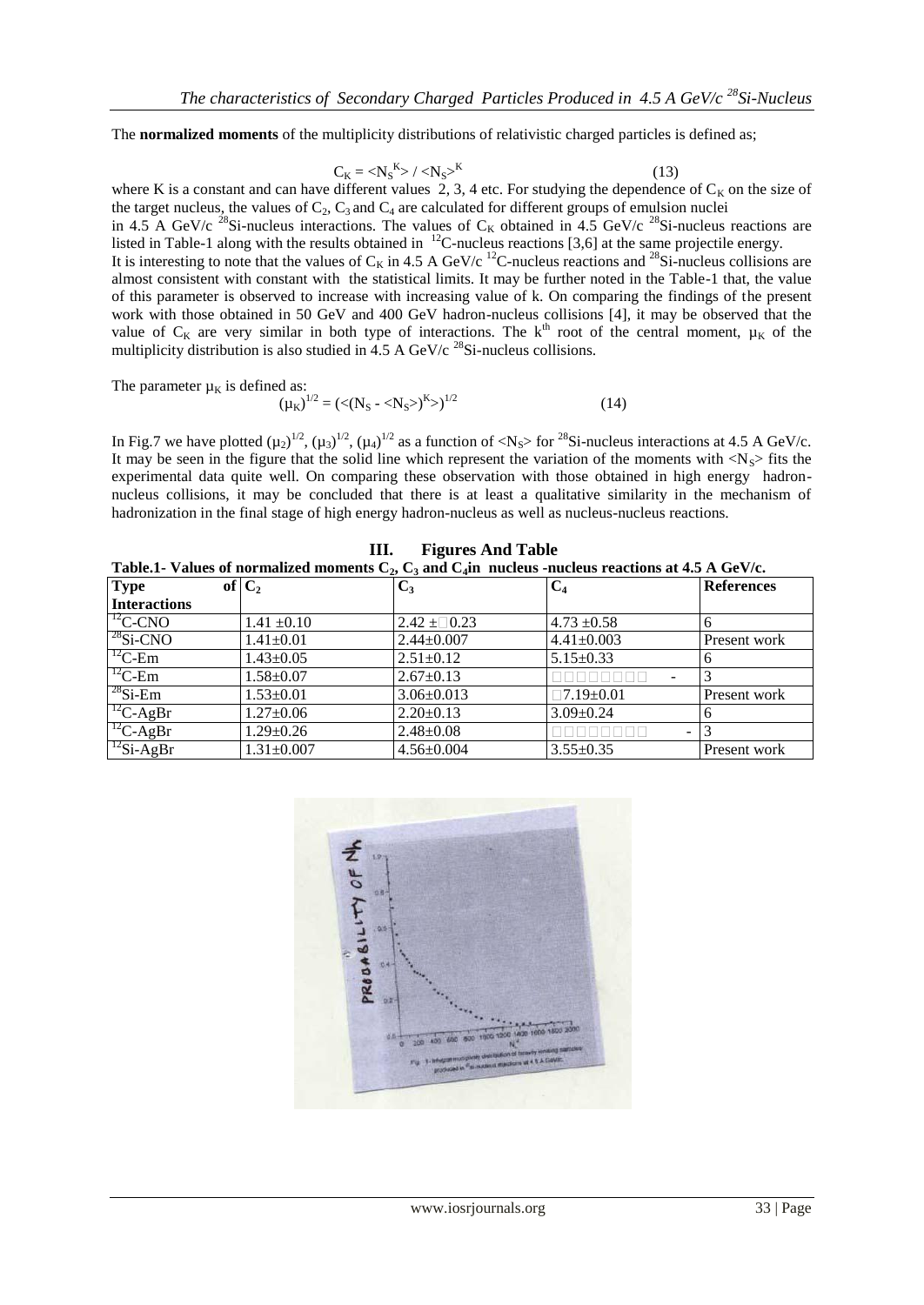The **normalized moments** of the multiplicity distributions of relativistic charged particles is defined as;

$$C_K = \langle N_S^K \rangle / \langle N_S \rangle^K \qquad (13)$$

where K is a constant and can have different values 2, 3, 4 etc. For studying the dependence of $C_K$ on the size of the target nucleus, the values of $C_2$, $C_3$ and $C_4$ are calculated for different groups of emulsion nuclei in 4.5 A GeV/c $^{28}Si$-nucleus interactions. The values of $C_K$ obtained in 4.5 GeV/c $^{28}Si$-nucleus reactions are listed in Table-1 along with the results obtained in $^{12}C$-nucleus reactions [3,6] at the same projectile energy. It is interesting to note that the values of $C_K$ in 4.5 A GeV/c $^{12}C$-nucleus reactions and $^{28}Si$-nucleus collisions are almost consistent with constant with the statistical limits. It may be further noted in the Table-1 that, the value of this parameter is observed to increase with increasing value of k. On comparing the findings of the present work with those obtained in 50 GeV and 400 GeV hadron-nucleus collisions [4], it may be observed that the value of $C_K$ are very similar in both type of interactions. The $k^{th}$ root of the central moment, $\mu_K$ of the multiplicity distribution is also studied in 4.5 A GeV/c $^{28}Si$-nucleus collisions.

The parameter $\mu_K$ is defined as:

$$(\mu_K)^{1/2} = (\langle (N_S - \langle N_S \rangle)^K \rangle)^{1/2} \qquad (14)$$

In Fig.7 we have plotted $(\mu_2)^{1/2}$, $(\mu_3)^{1/2}$, $(\mu_4)^{1/2}$ as a function of $\langle N_S \rangle$ for $^{28}Si$-nucleus interactions at 4.5 A GeV/c. It may be seen in the figure that the solid line which represent the variation of the moments with $\langle N_S \rangle$ fits the experimental data quite well. On comparing these observation with those obtained in high energy hadron-nucleus collisions, it may be concluded that there is at least a qualitative similarity in the mechanism of hadronization in the final stage of high energy hadron-nucleus as well as nucleus-nucleus reactions.

## III. Figures And Table

**Table.1- Values of normalized moments $C_2$, $C_3$ and $C_4$ in nucleus -nucleus reactions at 4.5 A GeV/c.**

| Type of Interactions | $C_2$ | $C_3$ | $C_4$ | References |
|---|---|---|---|---|
| $^{12}C$-CNO | 1.41 ±0.10 | 2.42 ± 0.23 | 4.73 ±0.58 | 6 |
| $^{28}Si$-CNO | 1.41±0.01 | 2.44±0.007 | 4.41±0.003 | Present work |
| $^{12}C$-Em | 1.43±0.05 | 2.51±0.12 | 5.15±0.33 | 6 |
| $^{12}C$-Em | 1.58±0.07 | 2.67±0.13 | - | 3 |
| $^{28}Si$-Em | 1.53±0.01 | 3.06±0.013 | 7.19±0.01 | Present work |
| $^{12}C$-AgBr | 1.27±0.06 | 2.20±0.13 | 3.09±0.24 | 6 |
| $^{12}C$-AgBr | 1.29±0.26 | 2.48±0.08 | - | 3 |
| $^{12}Si$-AgBr | 1.31±0.007 | 4.56±0.004 | 3.55±0.35 | Present work |

Fig. 1- Integral multiplicity distribution of heavily ionizing particles produced in $^{28}Si$-nucleus reactions at 4.5 A GeV/c.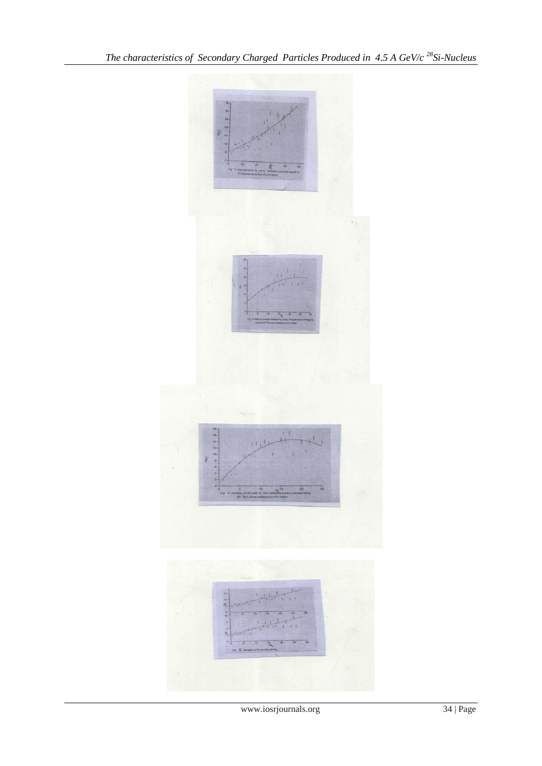Fig. 3. Dependence of $\langle N_s \rangle$ on $N_g$. The solid curve is the best fit for $^{28}$Si-nucleus interactions at 4.5 A GeV/c.

Fig. 3. Variation of correlation between $\langle N_s \rangle$ and $N_b$. The curve shown in the figure is the best fit for $^{28}$Si-nucleus interactions at 4.5 A GeV/c.

Fig. 4. Variation of $\langle N_s \rangle$ with $N_h$. The continuous curve is the best fitting for $^{28}$Si-nucleus collisions at 4.5 A GeV/c.

Fig. 5. Variation of $N_b$ and $N_g$ with $N_h$.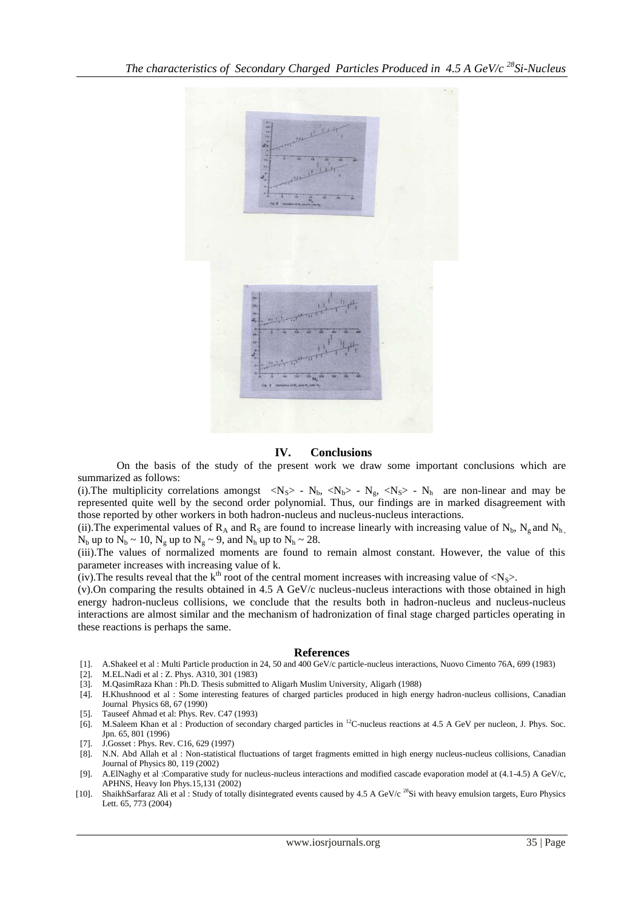Fig. 6 Variation of $R_A$ and $R_S$ with $N_g$

Fig. 7 Variation of $R_A$ and $R_S$ with $N_h$

## IV. Conclusions

On the basis of the study of the present work we draw some important conclusions which are summarized as follows:

(i).The multiplicity correlations amongst $<N_S>$ - $N_b$, $<N_b>$ - $N_g$, $<N_S>$ - $N_h$ are non-linear and may be represented quite well by the second order polynomial. Thus, our findings are in marked disagreement with those reported by other workers in both hadron-nucleus and nucleus-nucleus interactions.

(ii).The experimental values of $R_A$ and $R_S$ are found to increase linearly with increasing value of $N_b$, $N_g$ and $N_h$, $N_b$ up to $N_b \sim 10$, $N_g$ up to $N_g \sim 9$, and $N_h$ up to $N_h \sim 28$.

(iii).The values of normalized moments are found to remain almost constant. However, the value of this parameter increases with increasing value of k.

(iv).The results reveal that the $k^{th}$ root of the central moment increases with increasing value of $<N_S>$.

(v).On comparing the results obtained in 4.5 A GeV/c nucleus-nucleus interactions with those obtained in high energy hadron-nucleus collisions, we conclude that the results both in hadron-nucleus and nucleus-nucleus interactions are almost similar and the mechanism of hadronization of final stage charged particles operating in these reactions is perhaps the same.

## References

[1]. A.Shakeel et al : Multi Particle production in 24, 50 and 400 GeV/c particle-nucleus interactions, Nuovo Cimento 76A, 699 (1983)

[2]. M.EL.Nadi et al : Z. Phys. A310, 301 (1983)

[3]. M.QasimRaza Khan : Ph.D. Thesis submitted to Aligarh Muslim University, Aligarh (1988)

[4]. H.Khushnood et al : Some interesting features of charged particles produced in high energy hadron-nucleus collisions, Canadian Journal Physics 68, 67 (1990)

[5]. Tauseef Ahmad et al: Phys. Rev. C47 (1993)

[6]. M.Saleem Khan et al : Production of secondary charged particles in $^{12}C$-nucleus reactions at 4.5 A GeV per nucleon, J. Phys. Soc. Jpn. 65, 801 (1996)

[7]. J.Gosset : Phys. Rev. C16, 629 (1997)

[8]. N.N. Abd Allah et al : Non-statistical fluctuations of target fragments emitted in high energy nucleus-nucleus collisions, Canadian Journal of Physics 80, 119 (2002)

[9]. A.ElNaghy et al :Comparative study for nucleus-nucleus interactions and modified cascade evaporation model at (4.1-4.5) A GeV/c, APHNS, Heavy Ion Phys.15,131 (2002)

[10]. ShaikhSarfaraz Ali et al : Study of totally disintegrated events caused by 4.5 A GeV/c $^{28}Si$ with heavy emulsion targets, Euro Physics Lett. 65, 773 (2004)